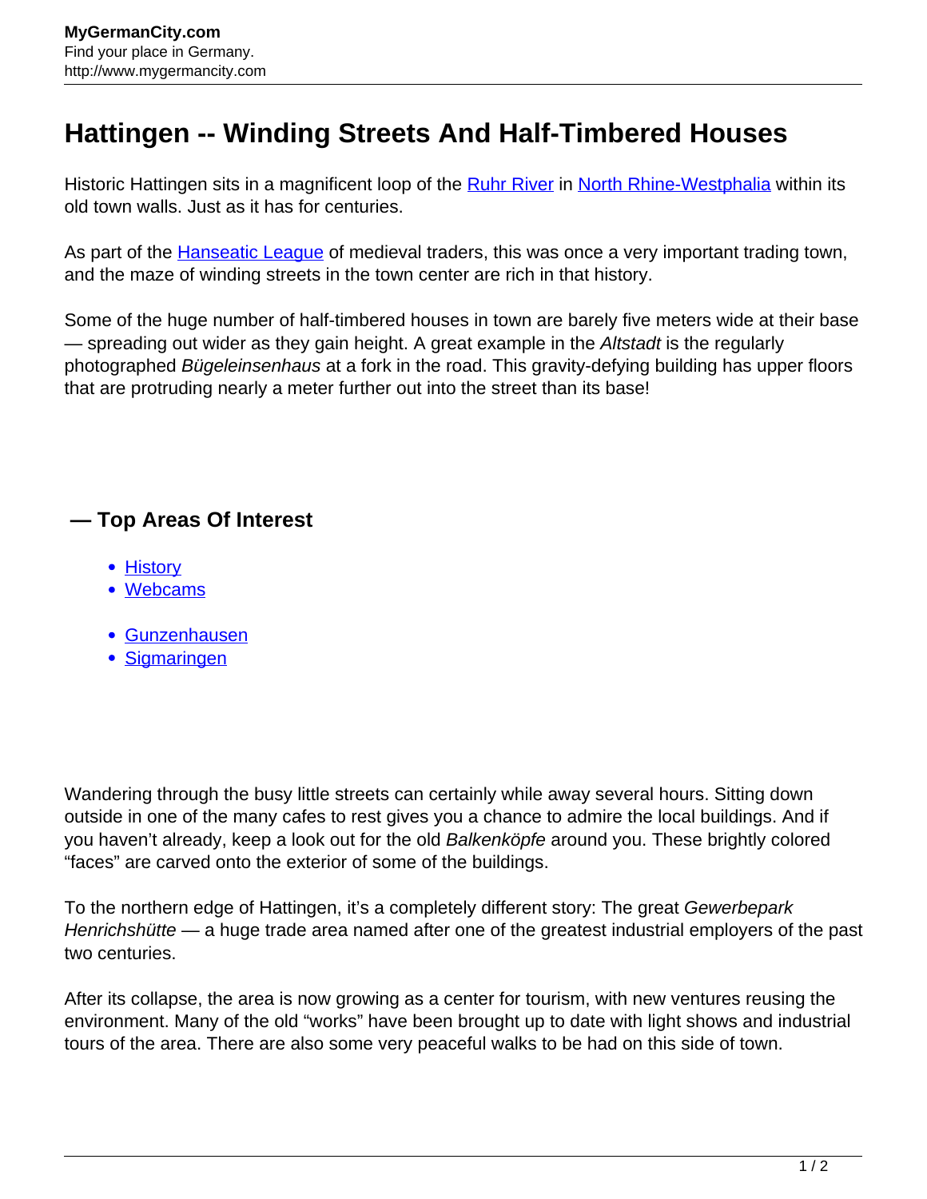# Hattingen -- Winding Streets And Half-Timbered Houses

Historic Hattingen sits in a magnificent loop of the Ruhr River in North Rhine-Westphalia within its old town walls. Just as it has for centuries.

As part of the Hanseatic League of medieval traders, this was once a very important trading town, and the maze of winding streets in the town center are rich in that history.

Some of the huge number of half-timbered houses in town are barely five meters wide at their base — spreading out wider as they gain height. A great example in the *Altstadt* is the regularly photographed *Bügeleinsenhaus* at a fork in the road. This gravity-defying building has upper floors that are protruding nearly a meter further out into the street than its base!

## — Top Areas Of Interest

- History
- Webcams

- Gunzenhausen
- Sigmaringen

Wandering through the busy little streets can certainly while away several hours. Sitting down outside in one of the many cafes to rest gives you a chance to admire the local buildings. And if you haven't already, keep a look out for the old *Balkenköpfe* around you. These brightly colored "faces" are carved onto the exterior of some of the buildings.

To the northern edge of Hattingen, it's a completely different story: The great *Gewerbepark Henrichshütte* — a huge trade area named after one of the greatest industrial employers of the past two centuries.

After its collapse, the area is now growing as a center for tourism, with new ventures reusing the environment. Many of the old "works" have been brought up to date with light shows and industrial tours of the area. There are also some very peaceful walks to be had on this side of town.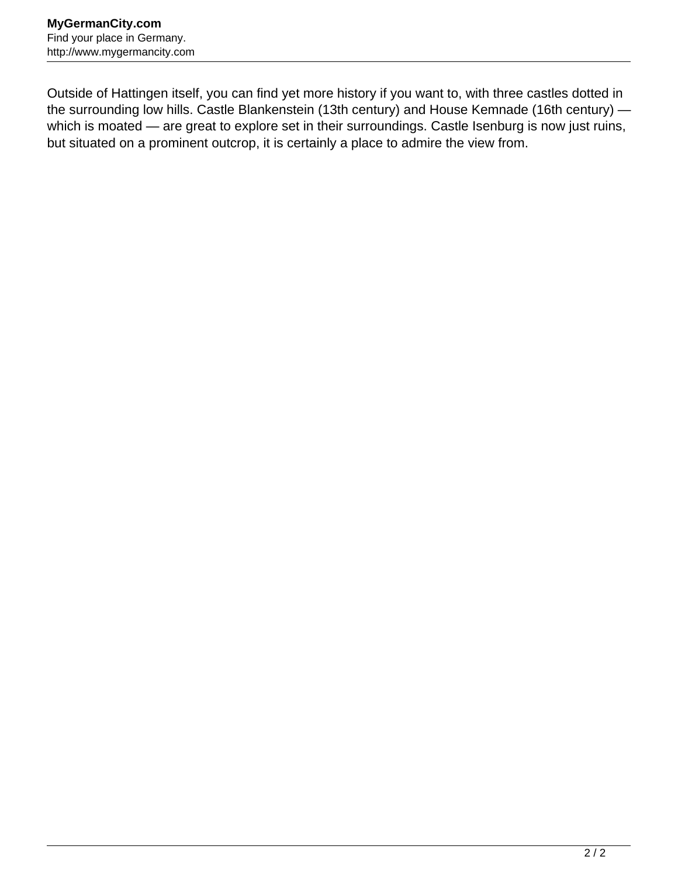Outside of Hattingen itself, you can find yet more history if you want to, with three castles dotted in the surrounding low hills. Castle Blankenstein (13th century) and House Kemnade (16th century) — which is moated — are great to explore set in their surroundings. Castle Isenburg is now just ruins, but situated on a prominent outcrop, it is certainly a place to admire the view from.